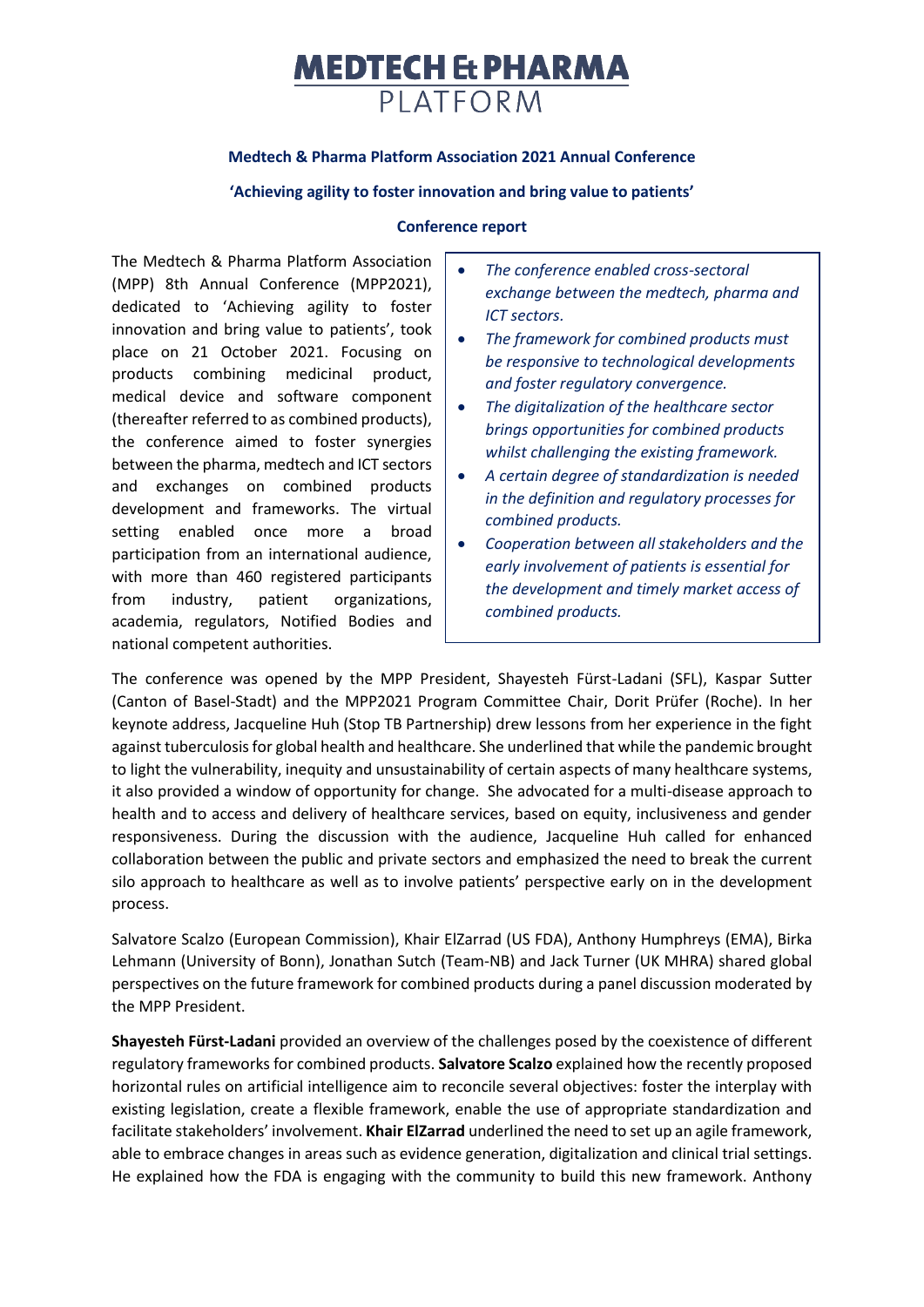# MEDTECH & PHARMA PLATFORM

**Medtech & Pharma Platform Association 2021 Annual Conference**

**'Achieving agility to foster innovation and bring value to patients'**

**Conference report**

The Medtech & Pharma Platform Association (MPP) 8th Annual Conference (MPP2021), dedicated to 'Achieving agility to foster innovation and bring value to patients', took place on 21 October 2021. Focusing on products combining medicinal product, medical device and software component (thereafter referred to as combined products), the conference aimed to foster synergies between the pharma, medtech and ICT sectors and exchanges on combined products development and frameworks. The virtual setting enabled once more a broad participation from an international audience, with more than 460 registered participants from industry, patient organizations, academia, regulators, Notified Bodies and national competent authorities.

- *The conference enabled cross-sectoral exchange between the medtech, pharma and ICT sectors.*
- *The framework for combined products must be responsive to technological developments and foster regulatory convergence.*
- *The digitalization of the healthcare sector brings opportunities for combined products whilst challenging the existing framework.*
- *A certain degree of standardization is needed in the definition and regulatory processes for combined products.*
- *Cooperation between all stakeholders and the early involvement of patients is essential for the development and timely market access of combined products.*

The conference was opened by the MPP President, Shayesteh Fürst-Ladani (SFL), Kaspar Sutter (Canton of Basel-Stadt) and the MPP2021 Program Committee Chair, Dorit Prüfer (Roche). In her keynote address, Jacqueline Huh (Stop TB Partnership) drew lessons from her experience in the fight against tuberculosis for global health and healthcare. She underlined that while the pandemic brought to light the vulnerability, inequity and unsustainability of certain aspects of many healthcare systems, it also provided a window of opportunity for change. She advocated for a multi-disease approach to health and to access and delivery of healthcare services, based on equity, inclusiveness and gender responsiveness. During the discussion with the audience, Jacqueline Huh called for enhanced collaboration between the public and private sectors and emphasized the need to break the current silo approach to healthcare as well as to involve patients' perspective early on in the development process.

Salvatore Scalzo (European Commission), Khair ElZarrad (US FDA), Anthony Humphreys (EMA), Birka Lehmann (University of Bonn), Jonathan Sutch (Team-NB) and Jack Turner (UK MHRA) shared global perspectives on the future framework for combined products during a panel discussion moderated by the MPP President.

**Shayesteh Fürst-Ladani** provided an overview of the challenges posed by the coexistence of different regulatory frameworks for combined products. **Salvatore Scalzo** explained how the recently proposed horizontal rules on artificial intelligence aim to reconcile several objectives: foster the interplay with existing legislation, create a flexible framework, enable the use of appropriate standardization and facilitate stakeholders' involvement. **Khair ElZarrad** underlined the need to set up an agile framework, able to embrace changes in areas such as evidence generation, digitalization and clinical trial settings. He explained how the FDA is engaging with the community to build this new framework. Anthony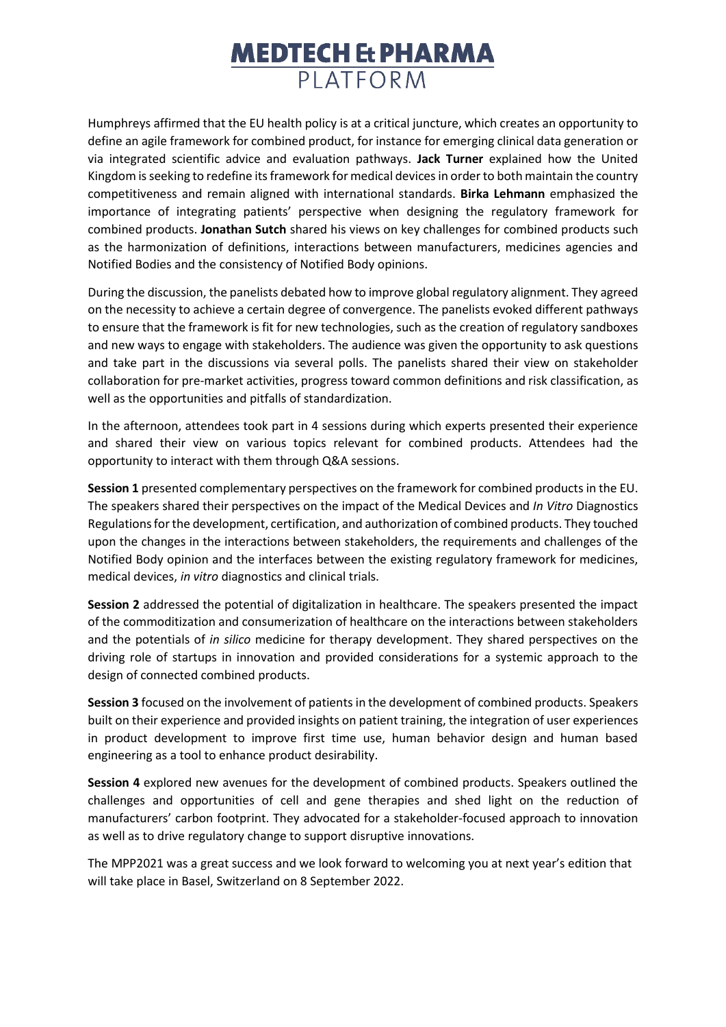Humphreys affirmed that the EU health policy is at a critical juncture, which creates an opportunity to define an agile framework for combined product, for instance for emerging clinical data generation or via integrated scientific advice and evaluation pathways. **Jack Turner** explained how the United Kingdom is seeking to redefine its framework for medical devices in order to both maintain the country competitiveness and remain aligned with international standards. **Birka Lehmann** emphasized the importance of integrating patients' perspective when designing the regulatory framework for combined products. **Jonathan Sutch** shared his views on key challenges for combined products such as the harmonization of definitions, interactions between manufacturers, medicines agencies and Notified Bodies and the consistency of Notified Body opinions.

During the discussion, the panelists debated how to improve global regulatory alignment. They agreed on the necessity to achieve a certain degree of convergence. The panelists evoked different pathways to ensure that the framework is fit for new technologies, such as the creation of regulatory sandboxes and new ways to engage with stakeholders. The audience was given the opportunity to ask questions and take part in the discussions via several polls. The panelists shared their view on stakeholder collaboration for pre-market activities, progress toward common definitions and risk classification, as well as the opportunities and pitfalls of standardization.

In the afternoon, attendees took part in 4 sessions during which experts presented their experience and shared their view on various topics relevant for combined products. Attendees had the opportunity to interact with them through Q&A sessions.

**Session 1** presented complementary perspectives on the framework for combined products in the EU. The speakers shared their perspectives on the impact of the Medical Devices and *In Vitro* Diagnostics Regulations for the development, certification, and authorization of combined products. They touched upon the changes in the interactions between stakeholders, the requirements and challenges of the Notified Body opinion and the interfaces between the existing regulatory framework for medicines, medical devices, *in vitro* diagnostics and clinical trials.

**Session 2** addressed the potential of digitalization in healthcare. The speakers presented the impact of the commoditization and consumerization of healthcare on the interactions between stakeholders and the potentials of *in silico* medicine for therapy development. They shared perspectives on the driving role of startups in innovation and provided considerations for a systemic approach to the design of connected combined products.

**Session 3** focused on the involvement of patients in the development of combined products. Speakers built on their experience and provided insights on patient training, the integration of user experiences in product development to improve first time use, human behavior design and human based engineering as a tool to enhance product desirability.

**Session 4** explored new avenues for the development of combined products. Speakers outlined the challenges and opportunities of cell and gene therapies and shed light on the reduction of manufacturers' carbon footprint. They advocated for a stakeholder-focused approach to innovation as well as to drive regulatory change to support disruptive innovations.

The MPP2021 was a great success and we look forward to welcoming you at next year's edition that will take place in Basel, Switzerland on 8 September 2022.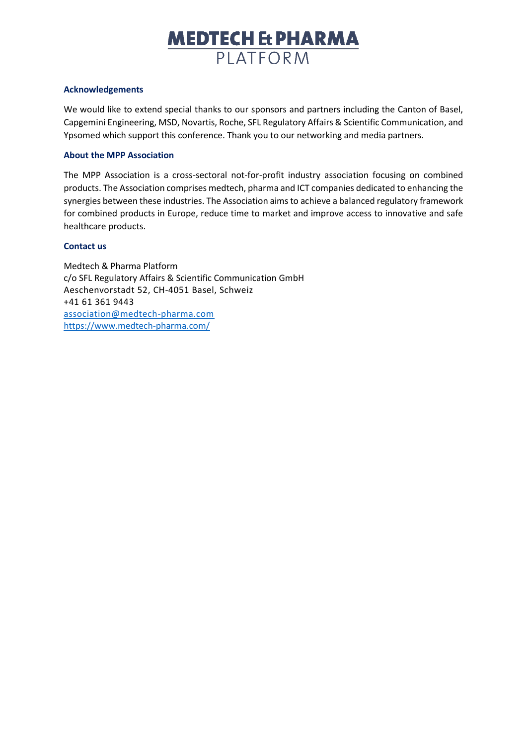# MEDTECH & PHARMA PLATFORM

## Acknowledgements

We would like to extend special thanks to our sponsors and partners including the Canton of Basel, Capgemini Engineering, MSD, Novartis, Roche, SFL Regulatory Affairs & Scientific Communication, and Ypsomed which support this conference. Thank you to our networking and media partners.

## About the MPP Association

The MPP Association is a cross-sectoral not-for-profit industry association focusing on combined products. The Association comprises medtech, pharma and ICT companies dedicated to enhancing the synergies between these industries. The Association aims to achieve a balanced regulatory framework for combined products in Europe, reduce time to market and improve access to innovative and safe healthcare products.

## Contact us

Medtech & Pharma Platform
c/o SFL Regulatory Affairs & Scientific Communication GmbH
Aeschenvorstadt 52, CH-4051 Basel, Schweiz
+41 61 361 9443
association@medtech-pharma.com
https://www.medtech-pharma.com/